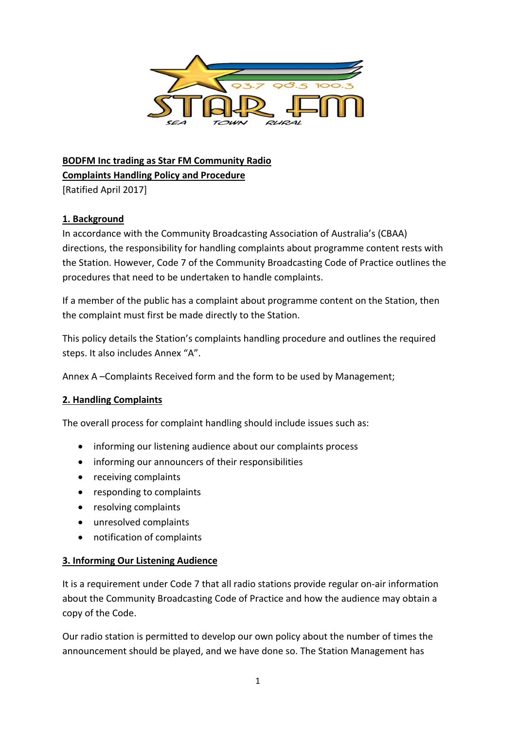**BODFM Inc trading as Star FM Community Radio**
**Complaints Handling Policy and Procedure**
[Ratified April 2017]

## 1. Background

In accordance with the Community Broadcasting Association of Australia's (CBAA) directions, the responsibility for handling complaints about programme content rests with the Station. However, Code 7 of the Community Broadcasting Code of Practice outlines the procedures that need to be undertaken to handle complaints.

If a member of the public has a complaint about programme content on the Station, then the complaint must first be made directly to the Station.

This policy details the Station's complaints handling procedure and outlines the required steps. It also includes Annex "A".

Annex A –Complaints Received form and the form to be used by Management;

## 2. Handling Complaints

The overall process for complaint handling should include issues such as:

- informing our listening audience about our complaints process
- informing our announcers of their responsibilities
- receiving complaints
- responding to complaints
- resolving complaints
- unresolved complaints
- notification of complaints

## 3. Informing Our Listening Audience

It is a requirement under Code 7 that all radio stations provide regular on-air information about the Community Broadcasting Code of Practice and how the audience may obtain a copy of the Code.

Our radio station is permitted to develop our own policy about the number of times the announcement should be played, and we have done so. The Station Management has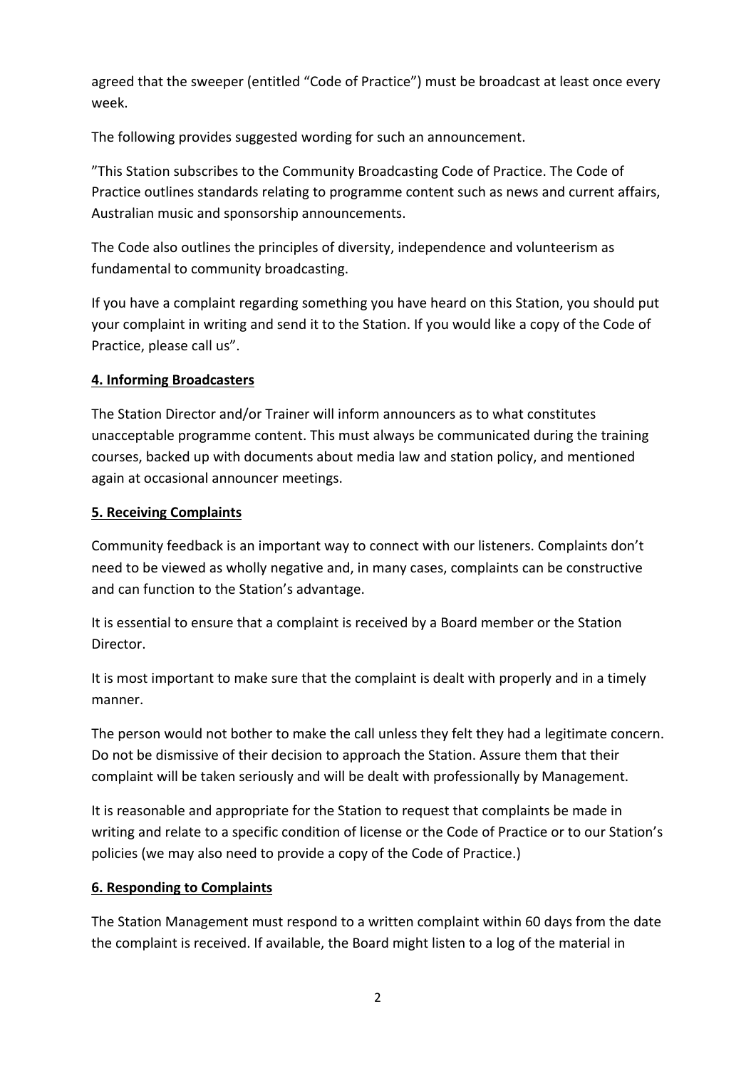agreed that the sweeper (entitled “Code of Practice”) must be broadcast at least once every week.

The following provides suggested wording for such an announcement.

”This Station subscribes to the Community Broadcasting Code of Practice. The Code of Practice outlines standards relating to programme content such as news and current affairs, Australian music and sponsorship announcements.

The Code also outlines the principles of diversity, independence and volunteerism as fundamental to community broadcasting.

If you have a complaint regarding something you have heard on this Station, you should put your complaint in writing and send it to the Station. If you would like a copy of the Code of Practice, please call us”.

## 4. Informing Broadcasters

The Station Director and/or Trainer will inform announcers as to what constitutes unacceptable programme content. This must always be communicated during the training courses, backed up with documents about media law and station policy, and mentioned again at occasional announcer meetings.

## 5. Receiving Complaints

Community feedback is an important way to connect with our listeners. Complaints don’t need to be viewed as wholly negative and, in many cases, complaints can be constructive and can function to the Station’s advantage.

It is essential to ensure that a complaint is received by a Board member or the Station Director.

It is most important to make sure that the complaint is dealt with properly and in a timely manner.

The person would not bother to make the call unless they felt they had a legitimate concern. Do not be dismissive of their decision to approach the Station. Assure them that their complaint will be taken seriously and will be dealt with professionally by Management.

It is reasonable and appropriate for the Station to request that complaints be made in writing and relate to a specific condition of license or the Code of Practice or to our Station’s policies (we may also need to provide a copy of the Code of Practice.)

## 6. Responding to Complaints

The Station Management must respond to a written complaint within 60 days from the date the complaint is received. If available, the Board might listen to a log of the material in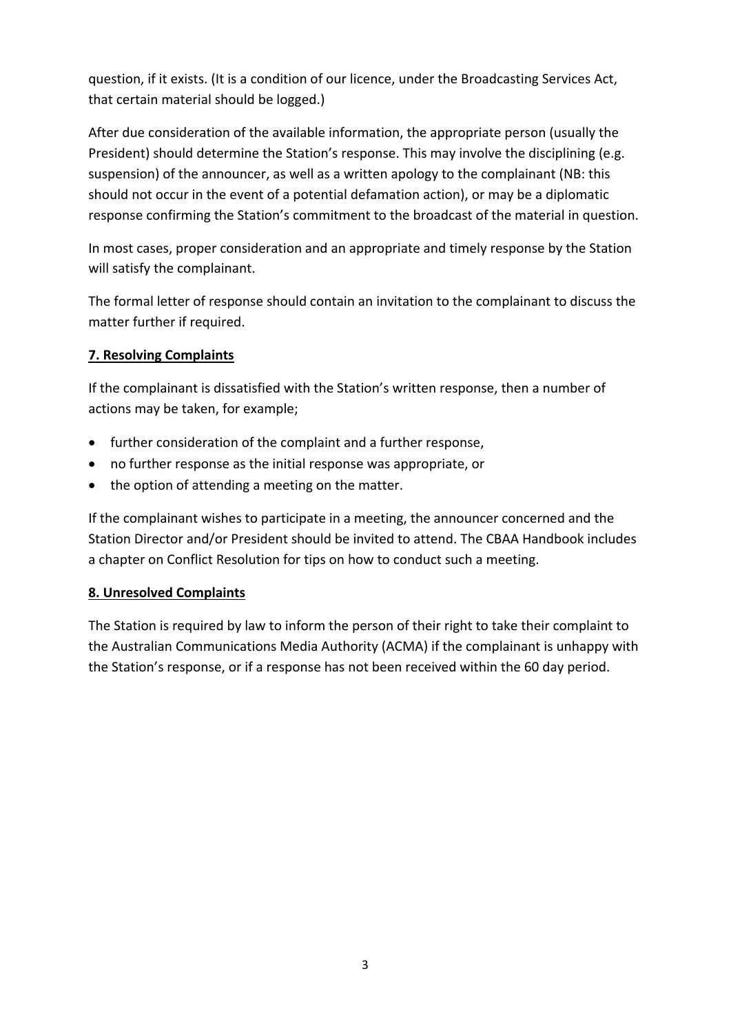question, if it exists. (It is a condition of our licence, under the Broadcasting Services Act, that certain material should be logged.)

After due consideration of the available information, the appropriate person (usually the President) should determine the Station's response. This may involve the disciplining (e.g. suspension) of the announcer, as well as a written apology to the complainant (NB: this should not occur in the event of a potential defamation action), or may be a diplomatic response confirming the Station's commitment to the broadcast of the material in question.

In most cases, proper consideration and an appropriate and timely response by the Station will satisfy the complainant.

The formal letter of response should contain an invitation to the complainant to discuss the matter further if required.

## 7. Resolving Complaints

If the complainant is dissatisfied with the Station's written response, then a number of actions may be taken, for example;

- further consideration of the complaint and a further response,
- no further response as the initial response was appropriate, or
- the option of attending a meeting on the matter.

If the complainant wishes to participate in a meeting, the announcer concerned and the Station Director and/or President should be invited to attend. The CBAA Handbook includes a chapter on Conflict Resolution for tips on how to conduct such a meeting.

## 8. Unresolved Complaints

The Station is required by law to inform the person of their right to take their complaint to the Australian Communications Media Authority (ACMA) if the complainant is unhappy with the Station's response, or if a response has not been received within the 60 day period.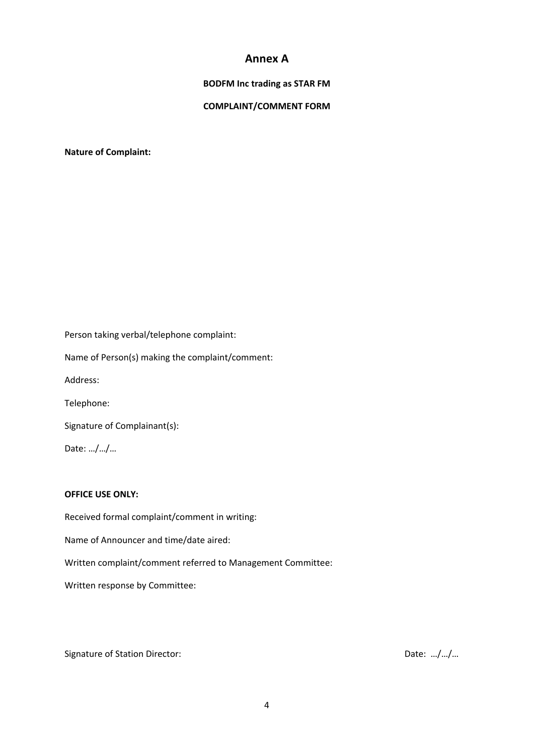# Annex A

**BODFM Inc trading as STAR FM**

**COMPLAINT/COMMENT FORM**

**Nature of Complaint:**

Person taking verbal/telephone complaint:

Name of Person(s) making the complaint/comment:

Address:

Telephone:

Signature of Complainant(s):

Date: …/…/…

**OFFICE USE ONLY:**

Received formal complaint/comment in writing:

Name of Announcer and time/date aired:

Written complaint/comment referred to Management Committee:

Written response by Committee:

Signature of Station Director: Date: …/…/…